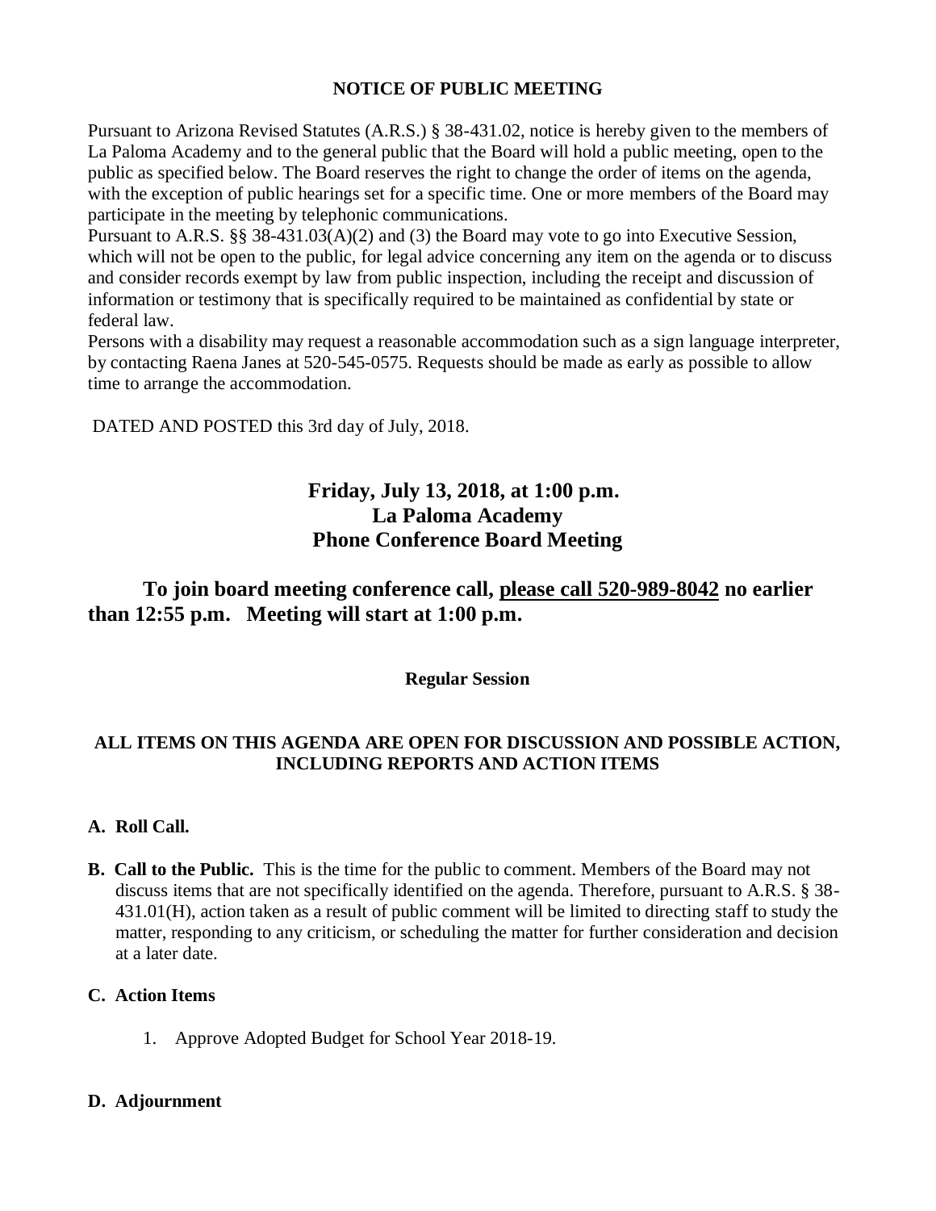**NOTICE OF PUBLIC MEETING**

Pursuant to Arizona Revised Statutes (A.R.S.) § 38-431.02, notice is hereby given to the members of La Paloma Academy and to the general public that the Board will hold a public meeting, open to the public as specified below. The Board reserves the right to change the order of items on the agenda, with the exception of public hearings set for a specific time. One or more members of the Board may participate in the meeting by telephonic communications.

Pursuant to A.R.S. §§ 38-431.03(A)(2) and (3) the Board may vote to go into Executive Session, which will not be open to the public, for legal advice concerning any item on the agenda or to discuss and consider records exempt by law from public inspection, including the receipt and discussion of information or testimony that is specifically required to be maintained as confidential by state or federal law.

Persons with a disability may request a reasonable accommodation such as a sign language interpreter, by contacting Raena Janes at 520-545-0575. Requests should be made as early as possible to allow time to arrange the accommodation.

DATED AND POSTED this 3rd day of July, 2018.

## Friday, July 13, 2018, at 1:00 p.m.
## La Paloma Academy
## Phone Conference Board Meeting

**To join board meeting conference call, please call 520-989-8042 no earlier than 12:55 p.m. Meeting will start at 1:00 p.m.**

**Regular Session**

**ALL ITEMS ON THIS AGENDA ARE OPEN FOR DISCUSSION AND POSSIBLE ACTION, INCLUDING REPORTS AND ACTION ITEMS**

**A. Roll Call.**

**B. Call to the Public.** This is the time for the public to comment. Members of the Board may not discuss items that are not specifically identified on the agenda. Therefore, pursuant to A.R.S. § 38-431.01(H), action taken as a result of public comment will be limited to directing staff to study the matter, responding to any criticism, or scheduling the matter for further consideration and decision at a later date.

**C. Action Items**

1. Approve Adopted Budget for School Year 2018-19.

**D. Adjournment**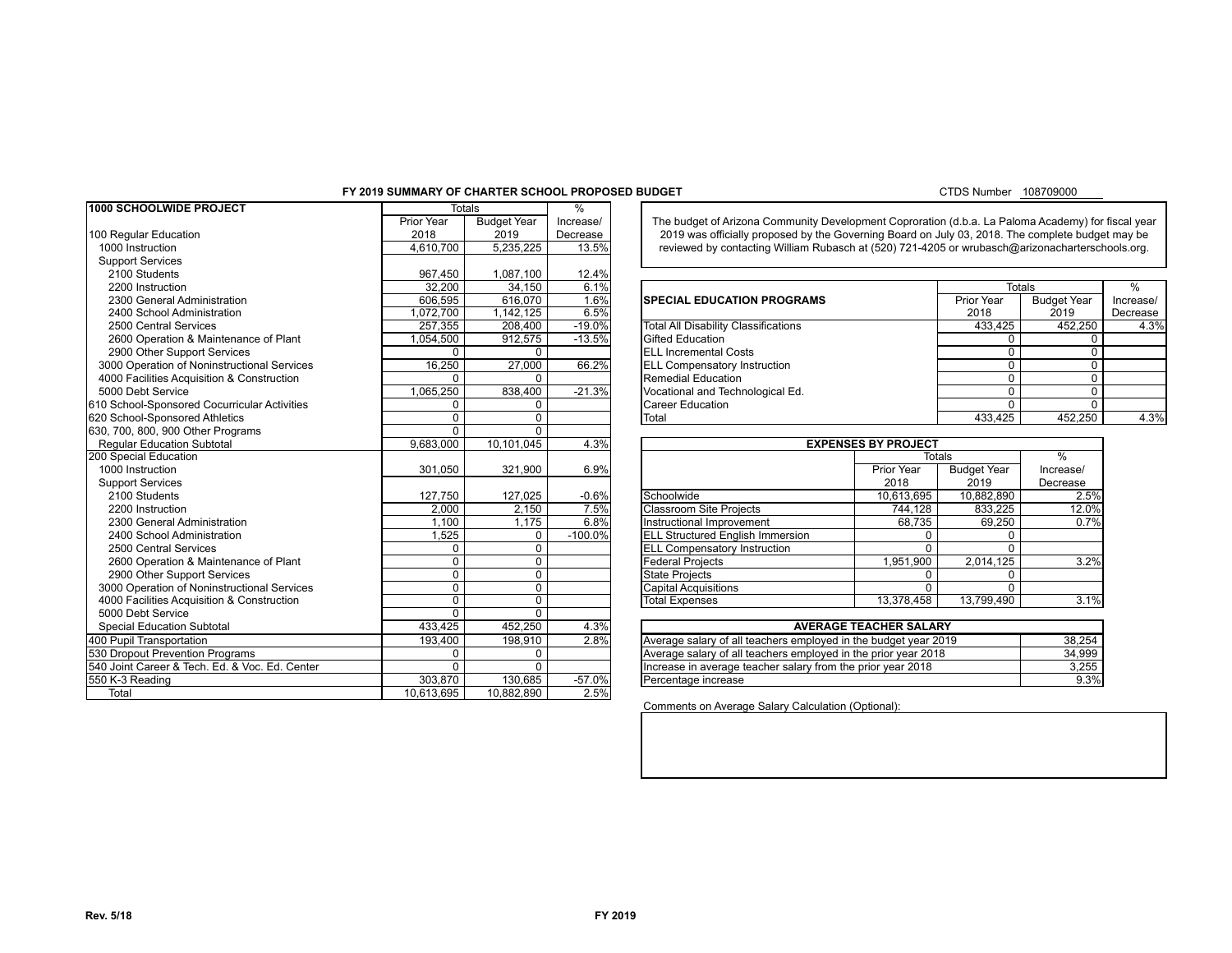# FY 2019 SUMMARY OF CHARTER SCHOOL PROPOSED BUDGET

CTDS Number 108709000

| 1000 SCHOOLWIDE PROJECT | Totals | | % |
|---|---|---|---|
| | Prior Year | Budget Year | Increase/ |
| 100 Regular Education | 2018 | 2019 | Decrease |
| 1000 Instruction | 4,610,700 | 5,235,225 | 13.5% |
| Support Services | | | |
| 2100 Students | 967,450 | 1,087,100 | 12.4% |
| 2200 Instruction | 32,200 | 34,150 | 6.1% |
| 2300 General Administration | 606,595 | 616,070 | 1.6% |
| 2400 School Administration | 1,072,700 | 1,142,125 | 6.5% |
| 2500 Central Services | 257,355 | 208,400 | -19.0% |
| 2600 Operation & Maintenance of Plant | 1,054,500 | 912,575 | -13.5% |
| 2900 Other Support Services | 0 | 0 | |
| 3000 Operation of Noninstructional Services | 16,250 | 27,000 | 66.2% |
| 4000 Facilities Acquisition & Construction | 0 | 0 | |
| 5000 Debt Service | 1,065,250 | 838,400 | -21.3% |
| 610 School-Sponsored Cocurricular Activities | 0 | 0 | |
| 620 School-Sponsored Athletics | 0 | 0 | |
| 630, 700, 800, 900 Other Programs | 0 | 0 | |
| Regular Education Subtotal | 9,683,000 | 10,101,045 | 4.3% |
| 200 Special Education | | | |
| 1000 Instruction | 301,050 | 321,900 | 6.9% |
| Support Services | | | |
| 2100 Students | 127,750 | 127,025 | -0.6% |
| 2200 Instruction | 2,000 | 2,150 | 7.5% |
| 2300 General Administration | 1,100 | 1,175 | 6.8% |
| 2400 School Administration | 1,525 | 0 | -100.0% |
| 2500 Central Services | 0 | 0 | |
| 2600 Operation & Maintenance of Plant | 0 | 0 | |
| 2900 Other Support Services | 0 | 0 | |
| 3000 Operation of Noninstructional Services | 0 | 0 | |
| 4000 Facilities Acquisition & Construction | 0 | 0 | |
| 5000 Debt Service | 0 | 0 | |
| Special Education Subtotal | 433,425 | 452,250 | 4.3% |
| 400 Pupil Transportation | 193,400 | 198,910 | 2.8% |
| 530 Dropout Prevention Programs | 0 | 0 | |
| 540 Joint Career & Tech. Ed. & Voc. Ed. Center | 0 | 0 | |
| 550 K-3 Reading | 303,870 | 130,685 | -57.0% |
| Total | 10,613,695 | 10,882,890 | 2.5% |

The budget of Arizona Community Development Coproration (d.b.a. La Paloma Academy) for fiscal year 2019 was officially proposed by the Governing Board on July 03, 2018. The complete budget may be reviewed by contacting William Rubasch at (520) 721-4205 or wrubasch@arizonacharterschools.org.

| SPECIAL EDUCATION PROGRAMS | Totals | | % |
|---|---|---|---|
| | Prior Year 2018 | Budget Year 2019 | Increase/ Decrease |
| Total All Disability Classifications | 433,425 | 452,250 | 4.3% |
| Gifted Education | 0 | 0 | |
| ELL Incremental Costs | 0 | 0 | |
| ELL Compensatory Instruction | 0 | 0 | |
| Remedial Education | 0 | 0 | |
| Vocational and Technological Ed. | 0 | 0 | |
| Career Education | 0 | 0 | |
| Total | 433,425 | 452,250 | 4.3% |

| EXPENSES BY PROJECT | Totals | | % |
|---|---|---|---|
| | Prior Year 2018 | Budget Year 2019 | Increase/ Decrease |
| Schoolwide | 10,613,695 | 10,882,890 | 2.5% |
| Classroom Site Projects | 744,128 | 833,225 | 12.0% |
| Instructional Improvement | 68,735 | 69,250 | 0.7% |
| ELL Structured English Immersion | 0 | 0 | |
| ELL Compensatory Instruction | 0 | 0 | |
| Federal Projects | 1,951,900 | 2,014,125 | 3.2% |
| State Projects | 0 | 0 | |
| Capital Acquisitions | 0 | 0 | |
| Total Expenses | 13,378,458 | 13,799,490 | 3.1% |

| AVERAGE TEACHER SALARY | |
|---|---|
| Average salary of all teachers employed in the budget year 2019 | 38,254 |
| Average salary of all teachers employed in the prior year 2018 | 34,999 |
| Increase in average teacher salary from the prior year 2018 | 3,255 |
| Percentage increase | 9.3% |

Comments on Average Salary Calculation (Optional):

Rev. 5/18

FY 2019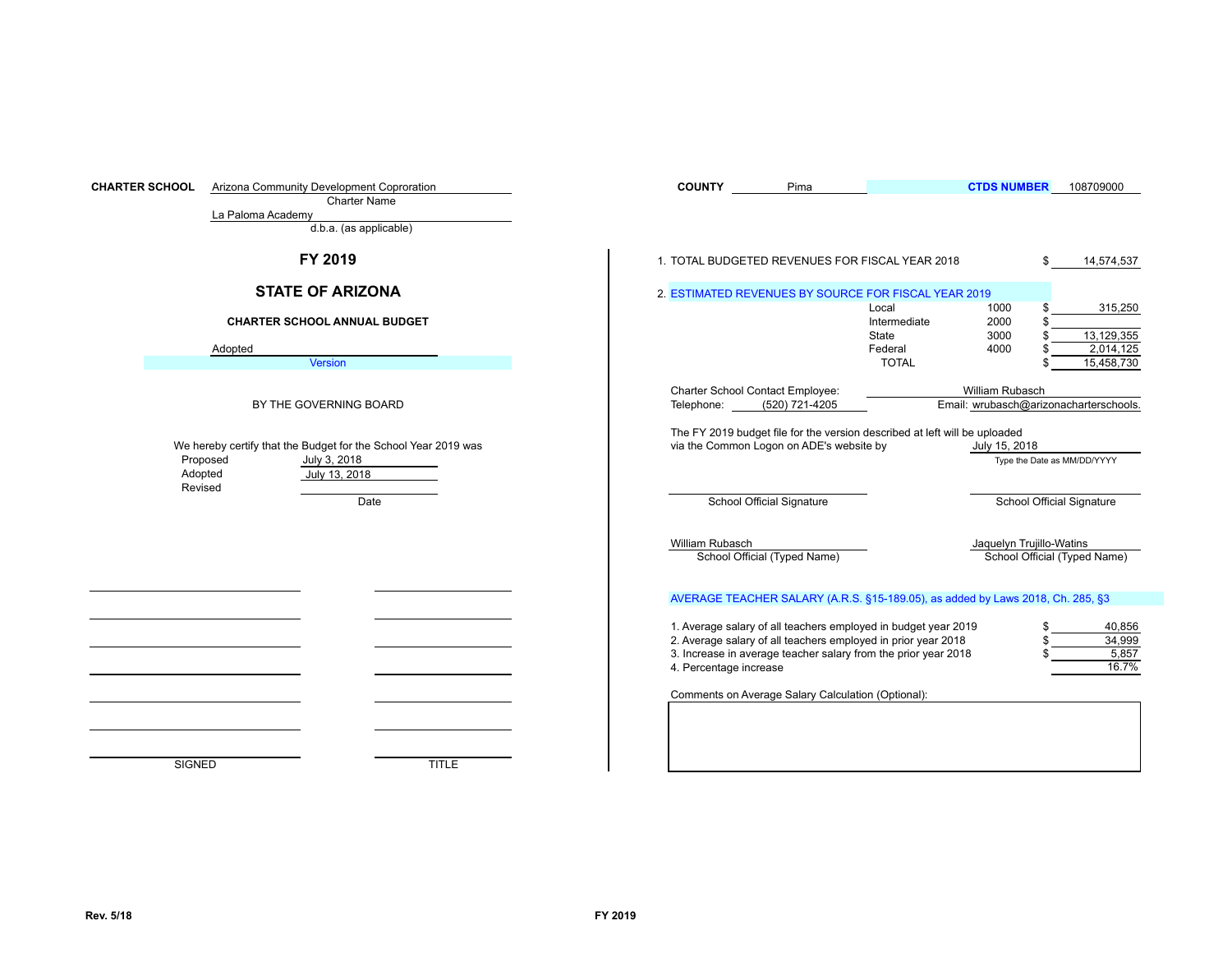**CHARTER SCHOOL** Arizona Community Development Coproration
Charter Name

La Paloma Academy
d.b.a. (as applicable)

**COUNTY** Pima **CTDS NUMBER** 108709000

# FY 2019

## STATE OF ARIZONA

### CHARTER SCHOOL ANNUAL BUDGET

Adopted
Version

BY THE GOVERNING BOARD

We hereby certify that the Budget for the School Year 2019 was

| | Date |
|---|---|
| Proposed | July 3, 2018 |
| Adopted | July 13, 2018 |
| Revised | |

| SIGNED | TITLE |
|---|---|
| | |
| | |
| | |
| | |
| | |
| | |
| | |

1. TOTAL BUDGETED REVENUES FOR FISCAL YEAR 2018 $ 14,574,537

2. ESTIMATED REVENUES BY SOURCE FOR FISCAL YEAR 2019

| Source | Code | Amount |
|---|---|---|
| Local | 1000 | $ 315,250 |
| Intermediate | 2000 | $ |
| State | 3000 | $ 13,129,355 |
| Federal | 4000 | $ 2,014,125 |
| TOTAL | | $ 15,458,730 |

Charter School Contact Employee: William Rubasch
Telephone: (520) 721-4205 Email: wrubasch@arizonacharterschools.

The FY 2019 budget file for the version described at left will be uploaded via the Common Logon on ADE's website by July 15, 2018
Type the Date as MM/DD/YYYY

School Official Signature School Official Signature

William Rubasch — School Official (Typed Name)
Jaquelyn Trujillo-Watins — School Official (Typed Name)

AVERAGE TEACHER SALARY (A.R.S. §15-189.05), as added by Laws 2018, Ch. 285, §3

| | |
|---|---|
| 1. Average salary of all teachers employed in budget year 2019 | $ 40,856 |
| 2. Average salary of all teachers employed in prior year 2018 | $ 34,999 |
| 3. Increase in average teacher salary from the prior year 2018 | $ 5,857 |
| 4. Percentage increase | 16.7% |

Comments on Average Salary Calculation (Optional):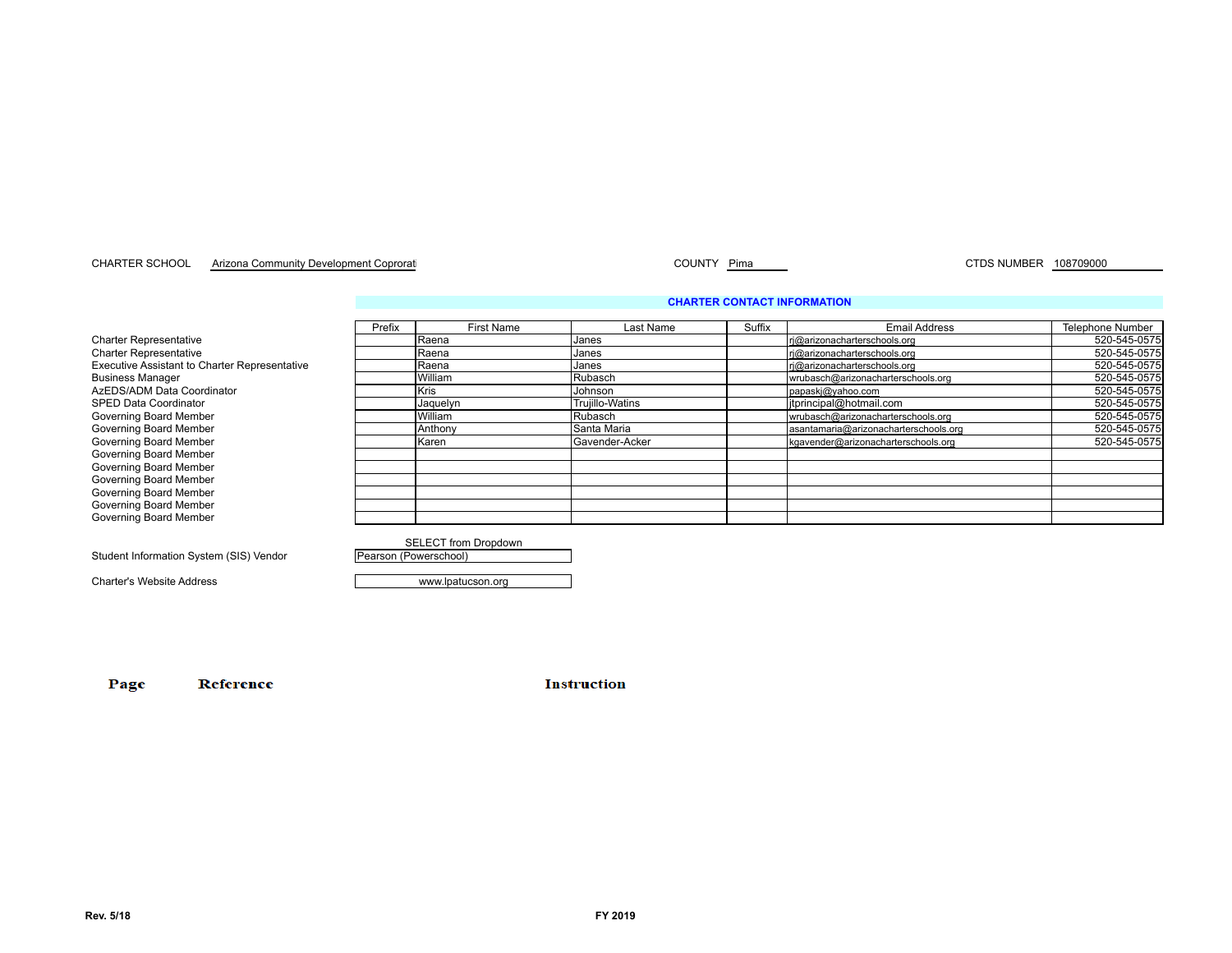CHARTER SCHOOL Arizona Community Development Coprorati

COUNTY Pima

CTDS NUMBER 108709000

## CHARTER CONTACT INFORMATION

| | Prefix | First Name | Last Name | Suffix | Email Address | Telephone Number |
|---|---|---|---|---|---|---|
| Charter Representative | | Raena | Janes | | rj@arizonacharterschools.org | 520-545-0575 |
| Charter Representative | | Raena | Janes | | rj@arizonacharterschools.org | 520-545-0575 |
| Executive Assistant to Charter Representative | | Raena | Janes | | rj@arizonacharterschools.org | 520-545-0575 |
| Business Manager | | William | Rubasch | | wrubasch@arizonacharterschools.org | 520-545-0575 |
| AzEDS/ADM Data Coordinator | | Kris | Johnson | | papaskj@yahoo.com | 520-545-0575 |
| SPED Data Coordinator | | Jaquelyn | Trujillo-Watins | | jtprincipal@hotmail.com | 520-545-0575 |
| Governing Board Member | | William | Rubasch | | wrubasch@arizonacharterschools.org | 520-545-0575 |
| Governing Board Member | | Anthony | Santa Maria | | asantamaria@arizonacharterschools.org | 520-545-0575 |
| Governing Board Member | | Karen | Gavender-Acker | | kgavender@arizonacharterschools.org | 520-545-0575 |
| Governing Board Member | | | | | | |
| Governing Board Member | | | | | | |
| Governing Board Member | | | | | | |
| Governing Board Member | | | | | | |
| Governing Board Member | | | | | | |
| Governing Board Member | | | | | | |

| | SELECT from Dropdown |
|---|---|
| Student Information System (SIS) Vendor | Pearson (Powerschool) |
| Charter's Website Address | www.lpatucson.org |

**Page** **Reference** **Instruction**

Rev. 5/18

FY 2019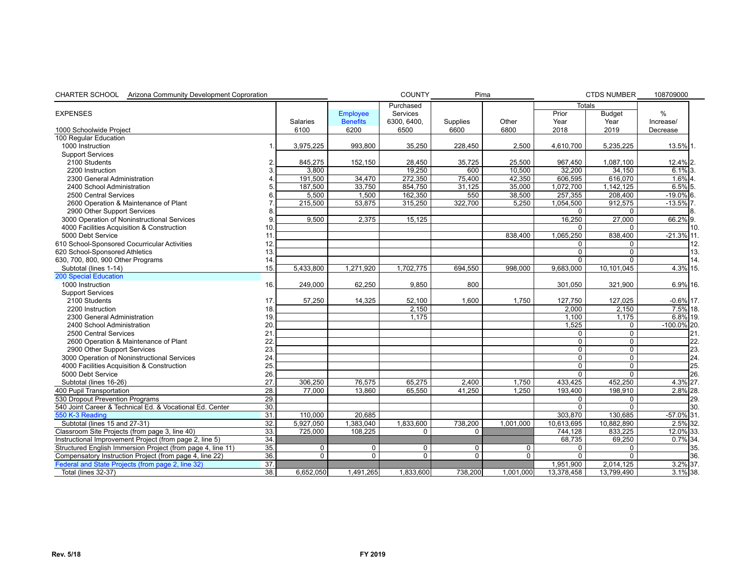CHARTER SCHOOL Arizona Community Development Coproration | COUNTY Pima | CTDS NUMBER 108709000

| EXPENSES | | | | Purchased | | | Totals | | |
|---|---|---|---|---|---|---|---|---|---|
| | | Salaries | Employee Benefits | Services 6300, 6400, | Supplies | Other | Prior Year | Budget Year | % Increase/ |
| 1000 Schoolwide Project | | 6100 | 6200 | 6500 | 6600 | 6800 | 2018 | 2019 | Decrease |
| 100 Regular Education | | | | | | | | | |
| 1000 Instruction | 1. | 3,975,225 | 993,800 | 35,250 | 228,450 | 2,500 | 4,610,700 | 5,235,225 | 13.5% |
| Support Services | | | | | | | | | |
| 2100 Students | 2. | 845,275 | 152,150 | 28,450 | 35,725 | 25,500 | 967,450 | 1,087,100 | 12.4% |
| 2200 Instruction | 3. | 3,800 | | 19,250 | 600 | 10,500 | 32,200 | 34,150 | 6.1% |
| 2300 General Administration | 4. | 191,500 | 34,470 | 272,350 | 75,400 | 42,350 | 606,595 | 616,070 | 1.6% |
| 2400 School Administration | 5. | 187,500 | 33,750 | 854,750 | 31,125 | 35,000 | 1,072,700 | 1,142,125 | 6.5% |
| 2500 Central Services | 6. | 5,500 | 1,500 | 162,350 | 550 | 38,500 | 257,355 | 208,400 | -19.0% |
| 2600 Operation & Maintenance of Plant | 7. | 215,500 | 53,875 | 315,250 | 322,700 | 5,250 | 1,054,500 | 912,575 | -13.5% |
| 2900 Other Support Services | 8. | | | | | | 0 | 0 | |
| 3000 Operation of Noninstructional Services | 9. | 9,500 | 2,375 | 15,125 | | | 16,250 | 27,000 | 66.2% |
| 4000 Facilities Acquisition & Construction | 10. | | | | | | 0 | 0 | |
| 5000 Debt Service | 11. | | | | | 838,400 | 1,065,250 | 838,400 | -21.3% |
| 610 School-Sponsored Cocurricular Activities | 12. | | | | | | 0 | 0 | |
| 620 School-Sponsored Athletics | 13. | | | | | | 0 | 0 | |
| 630, 700, 800, 900 Other Programs | 14. | | | | | | 0 | 0 | |
| Subtotal (lines 1-14) | 15. | 5,433,800 | 1,271,920 | 1,702,775 | 694,550 | 998,000 | 9,683,000 | 10,101,045 | 4.3% |
| 200 Special Education | | | | | | | | | |
| 1000 Instruction | 16. | 249,000 | 62,250 | 9,850 | 800 | | 301,050 | 321,900 | 6.9% |
| Support Services | | | | | | | | | |
| 2100 Students | 17. | 57,250 | 14,325 | 52,100 | 1,600 | 1,750 | 127,750 | 127,025 | -0.6% |
| 2200 Instruction | 18. | | | 2,150 | | | 2,000 | 2,150 | 7.5% |
| 2300 General Administration | 19. | | | 1,175 | | | 1,100 | 1,175 | 6.8% |
| 2400 School Administration | 20. | | | | | | 1,525 | 0 | -100.0% |
| 2500 Central Services | 21. | | | | | | 0 | 0 | |
| 2600 Operation & Maintenance of Plant | 22. | | | | | | 0 | 0 | |
| 2900 Other Support Services | 23. | | | | | | 0 | 0 | |
| 3000 Operation of Noninstructional Services | 24. | | | | | | 0 | 0 | |
| 4000 Facilities Acquisition & Construction | 25. | | | | | | 0 | 0 | |
| 5000 Debt Service | 26. | | | | | | 0 | 0 | |
| Subtotal (lines 16-26) | 27. | 306,250 | 76,575 | 65,275 | 2,400 | 1,750 | 433,425 | 452,250 | 4.3% |
| 400 Pupil Transportation | 28. | 77,000 | 13,860 | 65,550 | 41,250 | 1,250 | 193,400 | 198,910 | 2.8% |
| 530 Dropout Prevention Programs | 29. | | | | | | 0 | 0 | |
| 540 Joint Career & Technical Ed. & Vocational Ed. Center | 30. | | | | | | 0 | 0 | |
| 550 K-3 Reading | 31. | 110,000 | 20,685 | | | | 303,870 | 130,685 | -57.0% |
| Subtotal (lines 15 and 27-31) | 32. | 5,927,050 | 1,383,040 | 1,833,600 | 738,200 | 1,001,000 | 10,613,695 | 10,882,890 | 2.5% |
| Classroom Site Projects (from page 3, line 40) | 33. | 725,000 | 108,225 | 0 | 0 | | 744,128 | 833,225 | 12.0% |
| Instructional Improvement Project (from page 2, line 5) | 34. | | | | | | 68,735 | 69,250 | 0.7% |
| Structured English Immersion Project (from page 4, line 11) | 35. | 0 | 0 | 0 | 0 | 0 | 0 | 0 | |
| Compensatory Instruction Project (from page 4, line 22) | 36. | 0 | 0 | 0 | 0 | 0 | 0 | 0 | |
| Federal and State Projects (from page 2, line 32) | 37. | | | | | | 1,951,900 | 2,014,125 | 3.2% |
| Total (lines 32-37) | 38. | 6,652,050 | 1,491,265 | 1,833,600 | 738,200 | 1,001,000 | 13,378,458 | 13,799,490 | 3.1% |

Rev. 5/18 FY 2019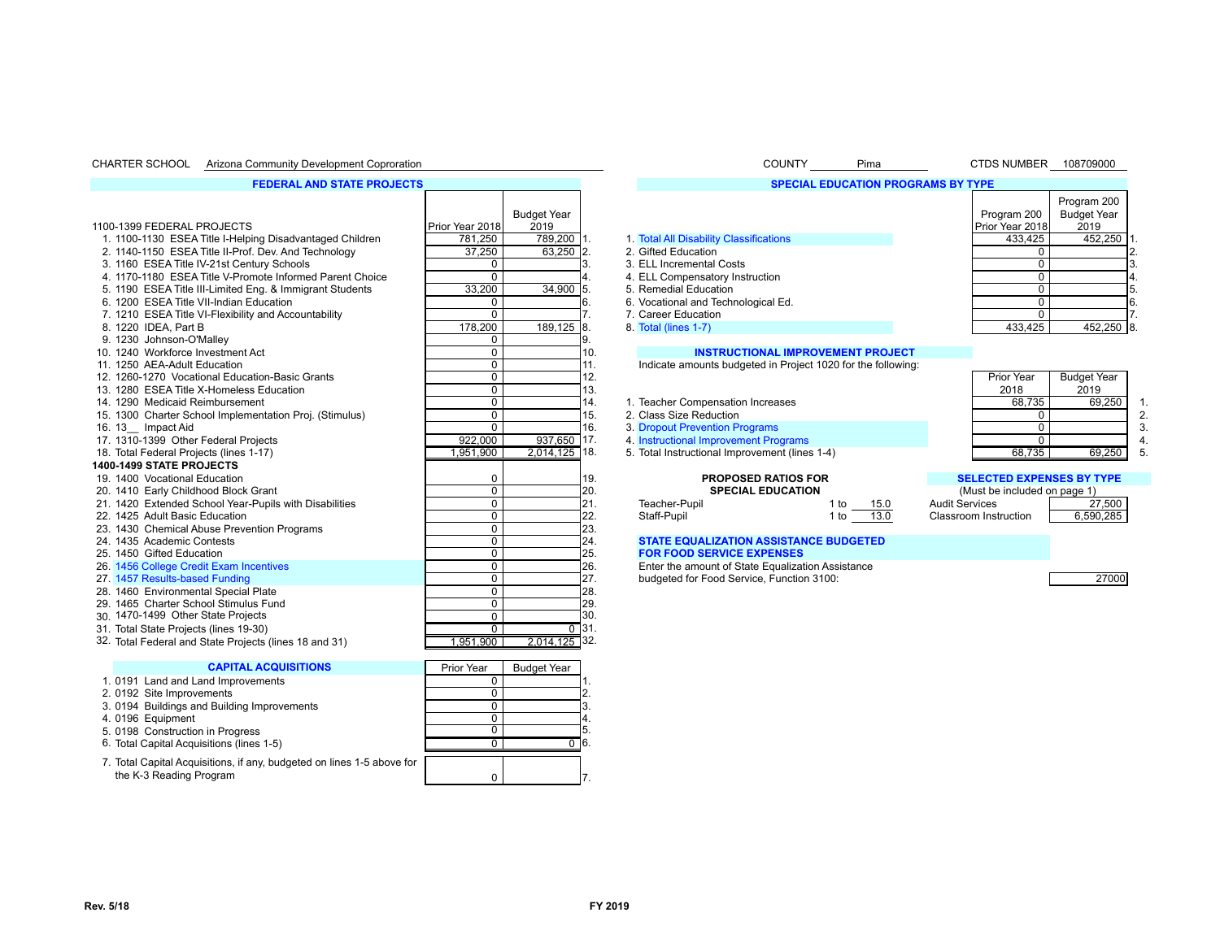CHARTER SCHOOL Arizona Community Development Coproration

COUNTY Pima

CTDS NUMBER 108709000

## FEDERAL AND STATE PROJECTS

| 1100-1399 FEDERAL PROJECTS | Prior Year 2018 | Budget Year 2019 | |
|---|---|---|---|
| 1. 1100-1130 ESEA Title I-Helping Disadvantaged Children | 781,250 | 789,200 | 1. |
| 2. 1140-1150 ESEA Title II-Prof. Dev. And Technology | 37,250 | 63,250 | 2. |
| 3. 1160 ESEA Title IV-21st Century Schools | 0 | | 3. |
| 4. 1170-1180 ESEA Title V-Promote Informed Parent Choice | 0 | | 4. |
| 5. 1190 ESEA Title III-Limited Eng. & Immigrant Students | 33,200 | 34,900 | 5. |
| 6. 1200 ESEA Title VII-Indian Education | 0 | | 6. |
| 7. 1210 ESEA Title VI-Flexibility and Accountability | 0 | | 7. |
| 8. 1220 IDEA, Part B | 178,200 | 189,125 | 8. |
| 9. 1230 Johnson-O'Malley | 0 | | 9. |
| 10. 1240 Workforce Investment Act | 0 | | 10. |
| 11. 1250 AEA-Adult Education | 0 | | 11. |
| 12. 1260-1270 Vocational Education-Basic Grants | 0 | | 12. |
| 13. 1280 ESEA Title X-Homeless Education | 0 | | 13. |
| 14. 1290 Medicaid Reimbursement | 0 | | 14. |
| 15. 1300 Charter School Implementation Proj. (Stimulus) | 0 | | 15. |
| 16. 13__ Impact Aid | 0 | | 16. |
| 17. 1310-1399 Other Federal Projects | 922,000 | 937,650 | 17. |
| 18. Total Federal Projects (lines 1-17) | 1,951,900 | 2,014,125 | 18. |
| **1400-1499 STATE PROJECTS** | | | |
| 19. 1400 Vocational Education | 0 | | 19. |
| 20. 1410 Early Childhood Block Grant | 0 | | 20. |
| 21. 1420 Extended School Year-Pupils with Disabilities | 0 | | 21. |
| 22. 1425 Adult Basic Education | 0 | | 22. |
| 23. 1430 Chemical Abuse Prevention Programs | 0 | | 23. |
| 24. 1435 Academic Contests | 0 | | 24. |
| 25. 1450 Gifted Education | 0 | | 25. |
| 26. 1456 College Credit Exam Incentives | 0 | | 26. |
| 27. 1457 Results-based Funding | 0 | | 27. |
| 28. 1460 Environmental Special Plate | 0 | | 28. |
| 29. 1465 Charter School Stimulus Fund | 0 | | 29. |
| 30. 1470-1499 Other State Projects | 0 | | 30. |
| 31. Total State Projects (lines 19-30) | 0 | 0 | 31. |
| 32. Total Federal and State Projects (lines 18 and 31) | 1,951,900 | 2,014,125 | 32. |

## CAPITAL ACQUISITIONS

| | Prior Year | Budget Year | |
|---|---|---|---|
| 1. 0191 Land and Land Improvements | 0 | | 1. |
| 2. 0192 Site Improvements | 0 | | 2. |
| 3. 0194 Buildings and Building Improvements | 0 | | 3. |
| 4. 0196 Equipment | 0 | | 4. |
| 5. 0198 Construction in Progress | 0 | | 5. |
| 6. Total Capital Acquisitions (lines 1-5) | 0 | 0 | 6. |
| 7. Total Capital Acquisitions, if any, budgeted on lines 1-5 above for the K-3 Reading Program | 0 | | 7. |

## SPECIAL EDUCATION PROGRAMS BY TYPE

| | Program 200 Prior Year 2018 | Program 200 Budget Year 2019 | |
|---|---|---|---|
| 1. Total All Disability Classifications | 433,425 | 452,250 | 1. |
| 2. Gifted Education | 0 | | 2. |
| 3. ELL Incremental Costs | 0 | | 3. |
| 4. ELL Compensatory Instruction | 0 | | 4. |
| 5. Remedial Education | 0 | | 5. |
| 6. Vocational and Technological Ed. | 0 | | 6. |
| 7. Career Education | 0 | | 7. |
| 8. Total (lines 1-7) | 433,425 | 452,250 | 8. |

## INSTRUCTIONAL IMPROVEMENT PROJECT

Indicate amounts budgeted in Project 1020 for the following:

| | Prior Year 2018 | Budget Year 2019 | |
|---|---|---|---|
| 1. Teacher Compensation Increases | 68,735 | 69,250 | 1. |
| 2. Class Size Reduction | 0 | | 2. |
| 3. Dropout Prevention Programs | 0 | | 3. |
| 4. Instructional Improvement Programs | 0 | | 4. |
| 5. Total Instructional Improvement (lines 1-4) | 68,735 | 69,250 | 5. |

## PROPOSED RATIOS FOR SPECIAL EDUCATION

| | |
|---|---|
| Teacher-Pupil | 1 to 15.0 |
| Staff-Pupil | 1 to 13.0 |

## SELECTED EXPENSES BY TYPE

(Must be included on page 1)

| | |
|---|---|
| Audit Services | 27,500 |
| Classroom Instruction | 6,590,285 |

## STATE EQUALIZATION ASSISTANCE BUDGETED FOR FOOD SERVICE EXPENSES

Enter the amount of State Equalization Assistance budgeted for Food Service, Function 3100: 27000

Rev. 5/18

FY 2019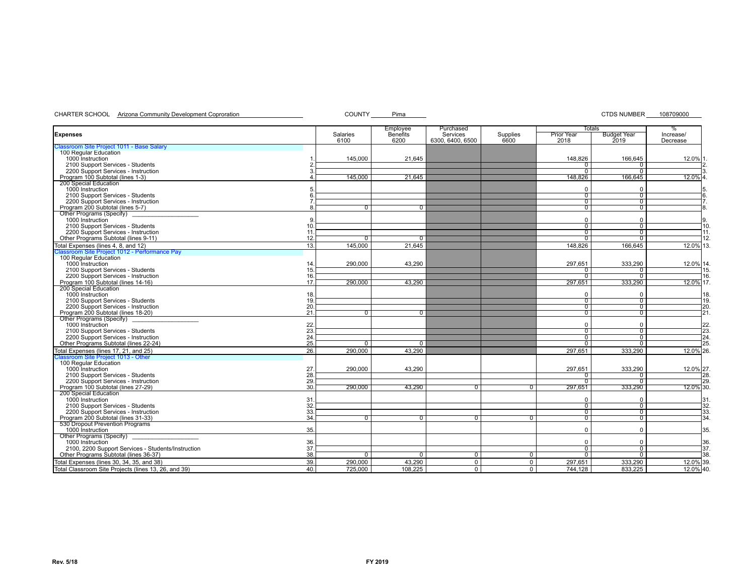CHARTER SCHOOL Arizona Community Development Coproration COUNTY Pima CTDS NUMBER 108709000

| Expenses | | Salaries 6100 | Employee Benefits 6200 | Purchased Services 6300, 6400, 6500 | Supplies 6600 | Totals Prior Year 2018 | Totals Budget Year 2019 | % Increase/ Decrease | |
|---|---|---|---|---|---|---|---|---|---|
| Classroom Site Project 1011 - Base Salary | | | | | | | | | |
| 100 Regular Education | | | | | | | | | |
| 1000 Instruction | 1. | 145,000 | 21,645 | | | 148,826 | 166,645 | 12.0% | 1. |
| 2100 Support Services - Students | 2. | | | | | 0 | 0 | | 2. |
| 2200 Support Services - Instruction | 3. | | | | | 0 | 0 | | 3. |
| Program 100 Subtotal (lines 1-3) | 4. | 145,000 | 21,645 | | | 148,826 | 166,645 | 12.0% | 4. |
| 200 Special Education | | | | | | | | | |
| 1000 Instruction | 5. | | | | | 0 | 0 | | 5. |
| 2100 Support Services - Students | 6. | | | | | 0 | 0 | | 6. |
| 2200 Support Services - Instruction | 7. | | | | | 0 | 0 | | 7. |
| Program 200 Subtotal (lines 5-7) | 8. | 0 | 0 | | | 0 | 0 | | 8. |
| Other Programs (Specify) ____________ | | | | | | | | | |
| 1000 Instruction | 9. | | | | | 0 | 0 | | 9. |
| 2100 Support Services - Students | 10. | | | | | 0 | 0 | | 10. |
| 2200 Support Services - Instruction | 11. | | | | | 0 | 0 | | 11. |
| Other Programs Subtotal (lines 9-11) | 12. | 0 | 0 | | | 0 | 0 | | 12. |
| Total Expenses (lines 4, 8, and 12) | 13. | 145,000 | 21,645 | | | 148,826 | 166,645 | 12.0% | 13. |
| Classroom Site Project 1012 - Performance Pay | | | | | | | | | |
| 100 Regular Education | | | | | | | | | |
| 1000 Instruction | 14. | 290,000 | 43,290 | | | 297,651 | 333,290 | 12.0% | 14. |
| 2100 Support Services - Students | 15. | | | | | 0 | 0 | | 15. |
| 2200 Support Services - Instruction | 16. | | | | | 0 | 0 | | 16. |
| Program 100 Subtotal (lines 14-16) | 17. | 290,000 | 43,290 | | | 297,651 | 333,290 | 12.0% | 17. |
| 200 Special Education | | | | | | | | | |
| 1000 Instruction | 18. | | | | | 0 | 0 | | 18. |
| 2100 Support Services - Students | 19. | | | | | 0 | 0 | | 19. |
| 2200 Support Services - Instruction | 20. | | | | | 0 | 0 | | 20. |
| Program 200 Subtotal (lines 18-20) | 21. | 0 | 0 | | | 0 | 0 | | 21. |
| Other Programs (Specify) ____________ | | | | | | | | | |
| 1000 Instruction | 22. | | | | | 0 | 0 | | 22. |
| 2100 Support Services - Students | 23. | | | | | 0 | 0 | | 23. |
| 2200 Support Services - Instruction | 24. | | | | | 0 | 0 | | 24. |
| Other Programs Subtotal (lines 22-24) | 25. | 0 | 0 | | | 0 | 0 | | 25. |
| Total Expenses (lines 17, 21, and 25) | 26. | 290,000 | 43,290 | | | 297,651 | 333,290 | 12.0% | 26. |
| Classroom Site Project 1013 - Other | | | | | | | | | |
| 100 Regular Education | | | | | | | | | |
| 1000 Instruction | 27. | 290,000 | 43,290 | | | 297,651 | 333,290 | 12.0% | 27. |
| 2100 Support Services - Students | 28. | | | | | 0 | 0 | | 28. |
| 2200 Support Services - Instruction | 29. | | | | | 0 | 0 | | 29. |
| Program 100 Subtotal (lines 27-29) | 30. | 290,000 | 43,290 | 0 | 0 | 297,651 | 333,290 | 12.0% | 30. |
| 200 Special Education | | | | | | | | | |
| 1000 Instruction | 31. | | | | | 0 | 0 | | 31. |
| 2100 Support Services - Students | 32. | | | | | 0 | 0 | | 32. |
| 2200 Support Services - Instruction | 33. | | | | | 0 | 0 | | 33. |
| Program 200 Subtotal (lines 31-33) | 34. | 0 | 0 | 0 | 0 | 0 | 0 | | 34. |
| 530 Dropout Prevention Programs | | | | | | | | | |
| 1000 Instruction | 35. | | | | | 0 | 0 | | 35. |
| Other Programs (Specify) ____________ | | | | | | | | | |
| 1000 Instruction | 36. | | | | | 0 | 0 | | 36. |
| 2100, 2200 Support Services - Students/Instruction | 37. | | | | | 0 | 0 | | 37. |
| Other Programs Subtotal (lines 36-37) | 38. | 0 | 0 | 0 | 0 | 0 | 0 | | 38. |
| Total Expenses (lines 30, 34, 35, and 38) | 39. | 290,000 | 43,290 | 0 | 0 | 297,651 | 333,290 | 12.0% | 39. |
| Total Classroom Site Projects (lines 13, 26, and 39) | 40. | 725,000 | 108,225 | 0 | 0 | 744,128 | 833,225 | 12.0% | 40. |

Rev. 5/18 FY 2019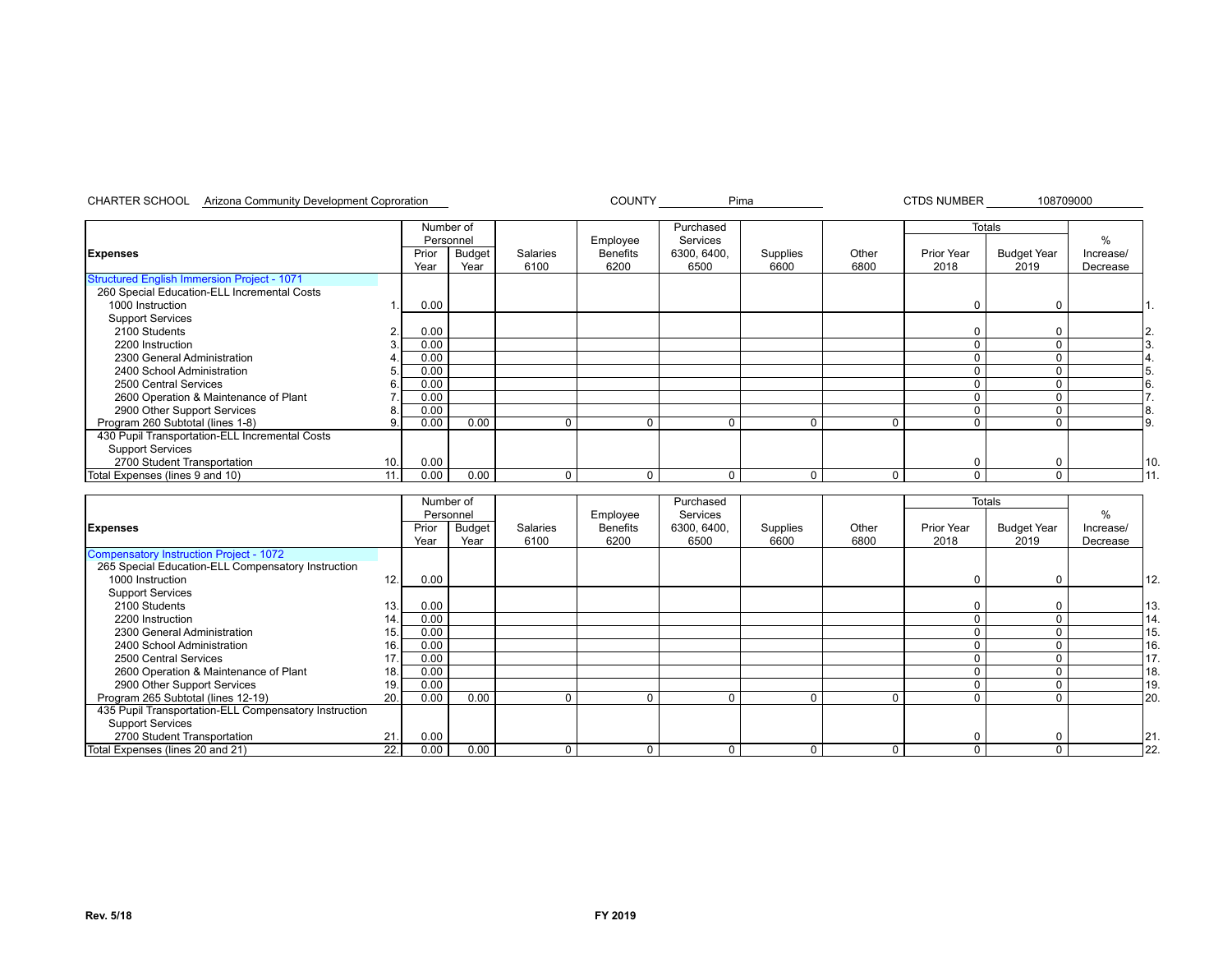CHARTER SCHOOL Arizona Community Development Coproration COUNTY Pima CTDS NUMBER 108709000

| Expenses | | Number of Personnel Prior Year | Number of Personnel Budget Year | Salaries 6100 | Employee Benefits 6200 | Purchased Services 6300, 6400, 6500 | Supplies 6600 | Other 6800 | Totals Prior Year 2018 | Totals Budget Year 2019 | % Increase/ Decrease | |
|---|---|---|---|---|---|---|---|---|---|---|---|---|
| Structured English Immersion Project - 1071 | | | | | | | | | | | | |
| 260 Special Education-ELL Incremental Costs | | | | | | | | | | | | |
| 1000 Instruction | 1. | 0.00 | | | | | | | 0 | 0 | | 1. |
| Support Services | | | | | | | | | | | | |
| 2100 Students | 2. | 0.00 | | | | | | | 0 | 0 | | 2. |
| 2200 Instruction | 3. | 0.00 | | | | | | | 0 | 0 | | 3. |
| 2300 General Administration | 4. | 0.00 | | | | | | | 0 | 0 | | 4. |
| 2400 School Administration | 5. | 0.00 | | | | | | | 0 | 0 | | 5. |
| 2500 Central Services | 6. | 0.00 | | | | | | | 0 | 0 | | 6. |
| 2600 Operation & Maintenance of Plant | 7. | 0.00 | | | | | | | 0 | 0 | | 7. |
| 2900 Other Support Services | 8. | 0.00 | | | | | | | 0 | 0 | | 8. |
| Program 260 Subtotal (lines 1-8) | 9. | 0.00 | 0.00 | 0 | 0 | 0 | 0 | 0 | 0 | 0 | | 9. |
| 430 Pupil Transportation-ELL Incremental Costs | | | | | | | | | | | | |
| Support Services | | | | | | | | | | | | |
| 2700 Student Transportation | 10. | 0.00 | | | | | | | 0 | 0 | | 10. |
| Total Expenses (lines 9 and 10) | 11. | 0.00 | 0.00 | 0 | 0 | 0 | 0 | 0 | 0 | 0 | | 11. |

| Expenses | | Number of Personnel Prior Year | Number of Personnel Budget Year | Salaries 6100 | Employee Benefits 6200 | Purchased Services 6300, 6400, 6500 | Supplies 6600 | Other 6800 | Totals Prior Year 2018 | Totals Budget Year 2019 | % Increase/ Decrease | |
|---|---|---|---|---|---|---|---|---|---|---|---|---|
| Compensatory Instruction Project - 1072 | | | | | | | | | | | | |
| 265 Special Education-ELL Compensatory Instruction | | | | | | | | | | | | |
| 1000 Instruction | 12. | 0.00 | | | | | | | 0 | 0 | | 12. |
| Support Services | | | | | | | | | | | | |
| 2100 Students | 13. | 0.00 | | | | | | | 0 | 0 | | 13. |
| 2200 Instruction | 14. | 0.00 | | | | | | | 0 | 0 | | 14. |
| 2300 General Administration | 15. | 0.00 | | | | | | | 0 | 0 | | 15. |
| 2400 School Administration | 16. | 0.00 | | | | | | | 0 | 0 | | 16. |
| 2500 Central Services | 17. | 0.00 | | | | | | | 0 | 0 | | 17. |
| 2600 Operation & Maintenance of Plant | 18. | 0.00 | | | | | | | 0 | 0 | | 18. |
| 2900 Other Support Services | 19. | 0.00 | | | | | | | 0 | 0 | | 19. |
| Program 265 Subtotal (lines 12-19) | 20. | 0.00 | 0.00 | 0 | 0 | 0 | 0 | 0 | 0 | 0 | | 20. |
| 435 Pupil Transportation-ELL Compensatory Instruction | | | | | | | | | | | | |
| Support Services | | | | | | | | | | | | |
| 2700 Student Transportation | 21. | 0.00 | | | | | | | 0 | 0 | | 21. |
| Total Expenses (lines 20 and 21) | 22. | 0.00 | 0.00 | 0 | 0 | 0 | 0 | 0 | 0 | 0 | | 22. |

Rev. 5/18 FY 2019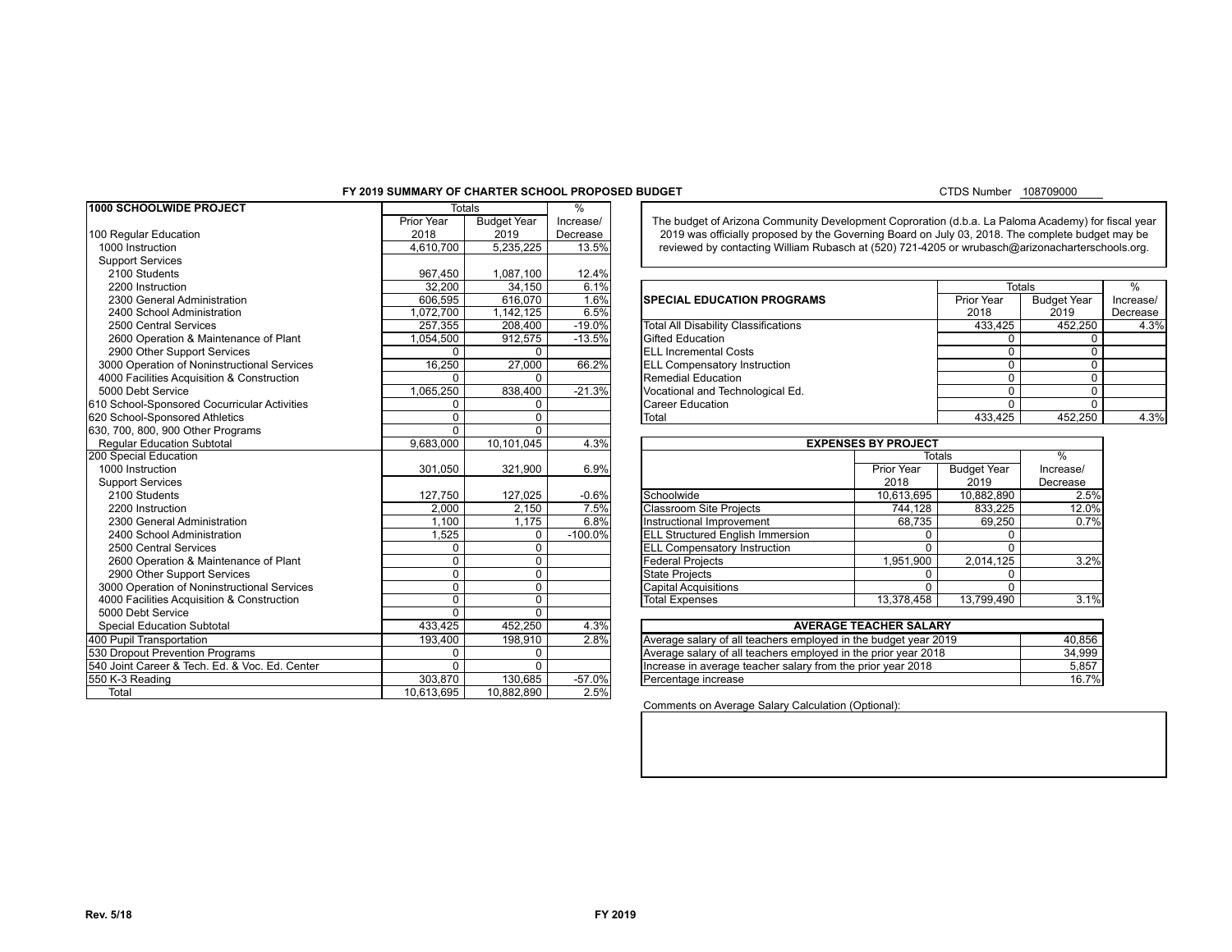# FY 2019 SUMMARY OF CHARTER SCHOOL PROPOSED BUDGET

CTDS Number 108709000

| 1000 SCHOOLWIDE PROJECT | Totals | | % |
|---|---|---|---|
| | Prior Year 2018 | Budget Year 2019 | Increase/ Decrease |
| 100 Regular Education | | | |
| 1000 Instruction | 4,610,700 | 5,235,225 | 13.5% |
| Support Services | | | |
| 2100 Students | 967,450 | 1,087,100 | 12.4% |
| 2200 Instruction | 32,200 | 34,150 | 6.1% |
| 2300 General Administration | 606,595 | 616,070 | 1.6% |
| 2400 School Administration | 1,072,700 | 1,142,125 | 6.5% |
| 2500 Central Services | 257,355 | 208,400 | -19.0% |
| 2600 Operation & Maintenance of Plant | 1,054,500 | 912,575 | -13.5% |
| 2900 Other Support Services | 0 | 0 | |
| 3000 Operation of Noninstructional Services | 16,250 | 27,000 | 66.2% |
| 4000 Facilities Acquisition & Construction | 0 | 0 | |
| 5000 Debt Service | 1,065,250 | 838,400 | -21.3% |
| 610 School-Sponsored Cocurricular Activities | 0 | 0 | |
| 620 School-Sponsored Athletics | 0 | 0 | |
| 630, 700, 800, 900 Other Programs | 0 | 0 | |
| Regular Education Subtotal | 9,683,000 | 10,101,045 | 4.3% |
| 200 Special Education | | | |
| 1000 Instruction | 301,050 | 321,900 | 6.9% |
| Support Services | | | |
| 2100 Students | 127,750 | 127,025 | -0.6% |
| 2200 Instruction | 2,000 | 2,150 | 7.5% |
| 2300 General Administration | 1,100 | 1,175 | 6.8% |
| 2400 School Administration | 1,525 | 0 | -100.0% |
| 2500 Central Services | 0 | 0 | |
| 2600 Operation & Maintenance of Plant | 0 | 0 | |
| 2900 Other Support Services | 0 | 0 | |
| 3000 Operation of Noninstructional Services | 0 | 0 | |
| 4000 Facilities Acquisition & Construction | 0 | 0 | |
| 5000 Debt Service | 0 | 0 | |
| Special Education Subtotal | 433,425 | 452,250 | 4.3% |
| 400 Pupil Transportation | 193,400 | 198,910 | 2.8% |
| 530 Dropout Prevention Programs | 0 | 0 | |
| 540 Joint Career & Tech. Ed. & Voc. Ed. Center | 0 | 0 | |
| 550 K-3 Reading | 303,870 | 130,685 | -57.0% |
| Total | 10,613,695 | 10,882,890 | 2.5% |

The budget of Arizona Community Development Coproration (d.b.a. La Paloma Academy) for fiscal year 2019 was officially proposed by the Governing Board on July 03, 2018. The complete budget may be reviewed by contacting William Rubasch at (520) 721-4205 or wrubasch@arizonacharterschools.org.

| SPECIAL EDUCATION PROGRAMS | Totals | | % |
|---|---|---|---|
| | Prior Year 2018 | Budget Year 2019 | Increase/ Decrease |
| Total All Disability Classifications | 433,425 | 452,250 | 4.3% |
| Gifted Education | 0 | 0 | |
| ELL Incremental Costs | 0 | 0 | |
| ELL Compensatory Instruction | 0 | 0 | |
| Remedial Education | 0 | 0 | |
| Vocational and Technological Ed. | 0 | 0 | |
| Career Education | 0 | 0 | |
| Total | 433,425 | 452,250 | 4.3% |

| EXPENSES BY PROJECT | Totals | | % |
|---|---|---|---|
| | Prior Year 2018 | Budget Year 2019 | Increase/ Decrease |
| Schoolwide | 10,613,695 | 10,882,890 | 2.5% |
| Classroom Site Projects | 744,128 | 833,225 | 12.0% |
| Instructional Improvement | 68,735 | 69,250 | 0.7% |
| ELL Structured English Immersion | 0 | 0 | |
| ELL Compensatory Instruction | 0 | 0 | |
| Federal Projects | 1,951,900 | 2,014,125 | 3.2% |
| State Projects | 0 | 0 | |
| Capital Acquisitions | 0 | 0 | |
| Total Expenses | 13,378,458 | 13,799,490 | 3.1% |

| AVERAGE TEACHER SALARY | |
|---|---|
| Average salary of all teachers employed in the budget year 2019 | 40,856 |
| Average salary of all teachers employed in the prior year 2018 | 34,999 |
| Increase in average teacher salary from the prior year 2018 | 5,857 |
| Percentage increase | 16.7% |

Comments on Average Salary Calculation (Optional):

Rev. 5/18

FY 2019